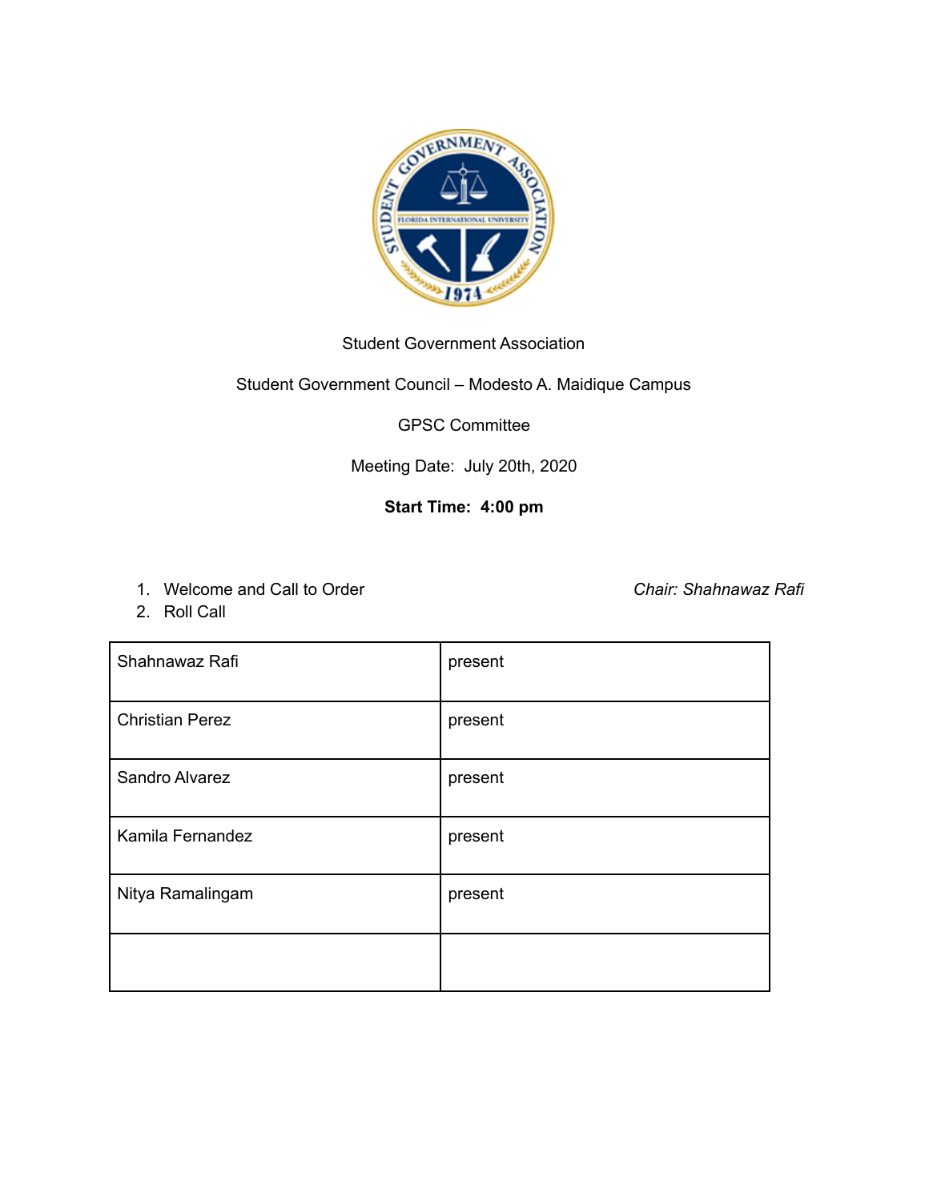Student Government Association

Student Government Council – Modesto A. Maidique Campus

GPSC Committee

Meeting Date: July 20th, 2020

**Start Time: 4:00 pm**

1. Welcome and Call to Order *Chair: Shahnawaz Rafi*
2. Roll Call

| | |
|---|---|
| Shahnawaz Rafi | present |
| Christian Perez | present |
| Sandro Alvarez | present |
| Kamila Fernandez | present |
| Nitya Ramalingam | present |
| | |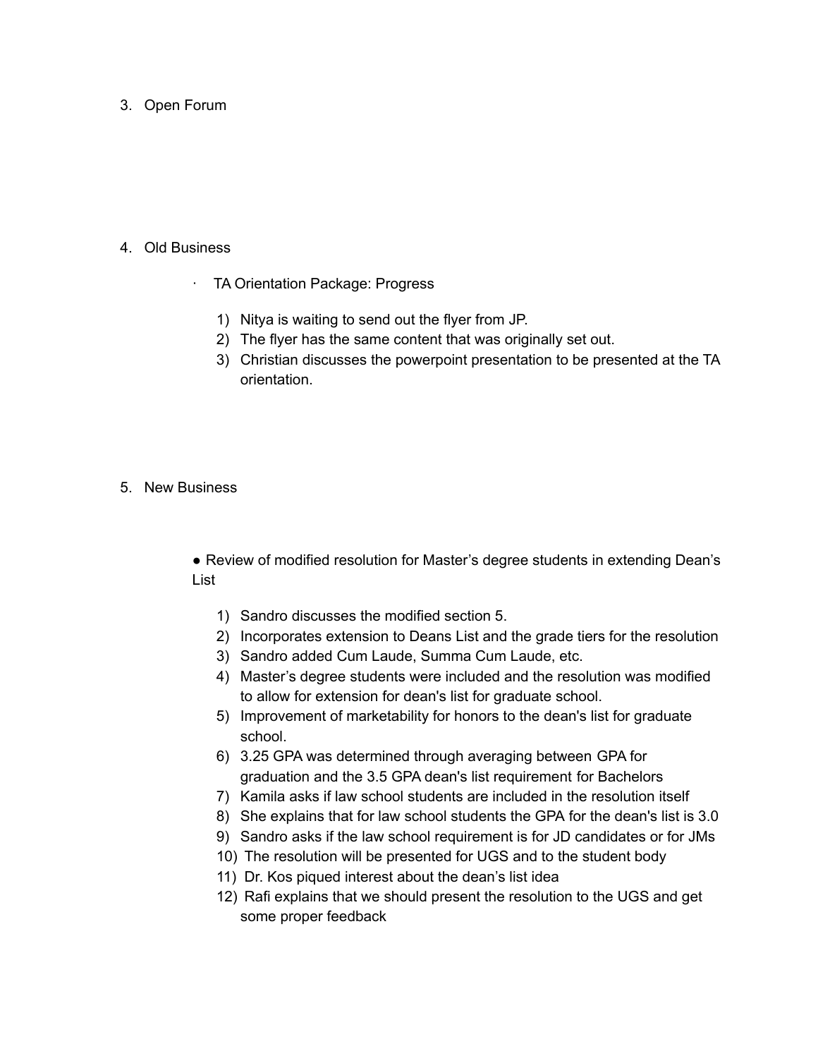3. Open Forum

4. Old Business

   - TA Orientation Package: Progress

     1) Nitya is waiting to send out the flyer from JP.
     2) The flyer has the same content that was originally set out.
     3) Christian discusses the powerpoint presentation to be presented at the TA orientation.

5. New Business

   - Review of modified resolution for Master's degree students in extending Dean's List

     1) Sandro discusses the modified section 5.
     2) Incorporates extension to Deans List and the grade tiers for the resolution
     3) Sandro added Cum Laude, Summa Cum Laude, etc.
     4) Master's degree students were included and the resolution was modified to allow for extension for dean's list for graduate school.
     5) Improvement of marketability for honors to the dean's list for graduate school.
     6) 3.25 GPA was determined through averaging between GPA for graduation and the 3.5 GPA dean's list requirement for Bachelors
     7) Kamila asks if law school students are included in the resolution itself
     8) She explains that for law school students the GPA for the dean's list is 3.0
     9) Sandro asks if the law school requirement is for JD candidates or for JMs
     10) The resolution will be presented for UGS and to the student body
     11) Dr. Kos piqued interest about the dean's list idea
     12) Rafi explains that we should present the resolution to the UGS and get some proper feedback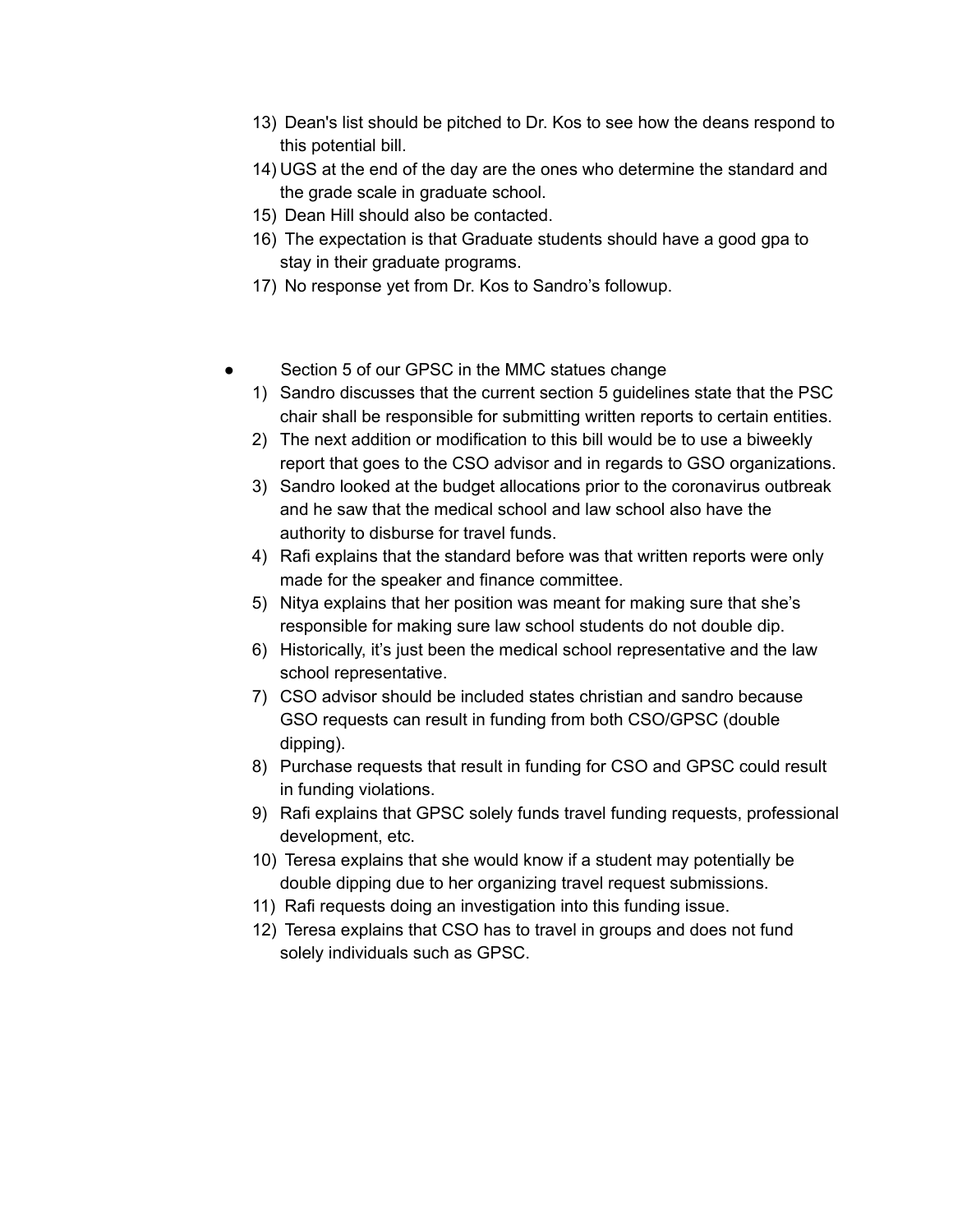13) Dean's list should be pitched to Dr. Kos to see how the deans respond to this potential bill.
14) UGS at the end of the day are the ones who determine the standard and the grade scale in graduate school.
15) Dean Hill should also be contacted.
16) The expectation is that Graduate students should have a good gpa to stay in their graduate programs.
17) No response yet from Dr. Kos to Sandro's followup.

- Section 5 of our GPSC in the MMC statues change
    1) Sandro discusses that the current section 5 guidelines state that the PSC chair shall be responsible for submitting written reports to certain entities.
    2) The next addition or modification to this bill would be to use a biweekly report that goes to the CSO advisor and in regards to GSO organizations.
    3) Sandro looked at the budget allocations prior to the coronavirus outbreak and he saw that the medical school and law school also have the authority to disburse for travel funds.
    4) Rafi explains that the standard before was that written reports were only made for the speaker and finance committee.
    5) Nitya explains that her position was meant for making sure that she's responsible for making sure law school students do not double dip.
    6) Historically, it's just been the medical school representative and the law school representative.
    7) CSO advisor should be included states christian and sandro because GSO requests can result in funding from both CSO/GPSC (double dipping).
    8) Purchase requests that result in funding for CSO and GPSC could result in funding violations.
    9) Rafi explains that GPSC solely funds travel funding requests, professional development, etc.
    10) Teresa explains that she would know if a student may potentially be double dipping due to her organizing travel request submissions.
    11) Rafi requests doing an investigation into this funding issue.
    12) Teresa explains that CSO has to travel in groups and does not fund solely individuals such as GPSC.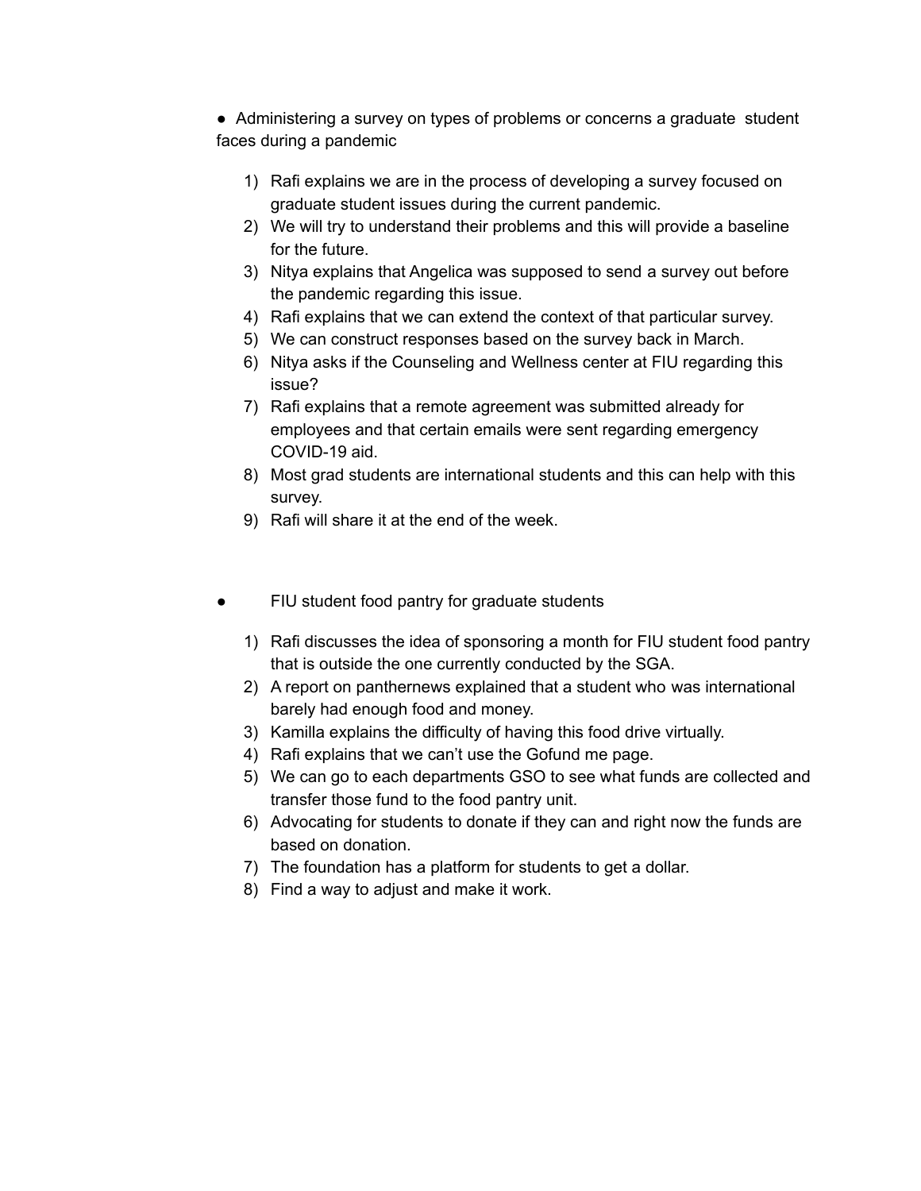- Administering a survey on types of problems or concerns a graduate student faces during a pandemic

  1) Rafi explains we are in the process of developing a survey focused on graduate student issues during the current pandemic.
  2) We will try to understand their problems and this will provide a baseline for the future.
  3) Nitya explains that Angelica was supposed to send a survey out before the pandemic regarding this issue.
  4) Rafi explains that we can extend the context of that particular survey.
  5) We can construct responses based on the survey back in March.
  6) Nitya asks if the Counseling and Wellness center at FIU regarding this issue?
  7) Rafi explains that a remote agreement was submitted already for employees and that certain emails were sent regarding emergency COVID-19 aid.
  8) Most grad students are international students and this can help with this survey.
  9) Rafi will share it at the end of the week.

- FIU student food pantry for graduate students

  1) Rafi discusses the idea of sponsoring a month for FIU student food pantry that is outside the one currently conducted by the SGA.
  2) A report on panthernews explained that a student who was international barely had enough food and money.
  3) Kamilla explains the difficulty of having this food drive virtually.
  4) Rafi explains that we can't use the Gofund me page.
  5) We can go to each departments GSO to see what funds are collected and transfer those fund to the food pantry unit.
  6) Advocating for students to donate if they can and right now the funds are based on donation.
  7) The foundation has a platform for students to get a dollar.
  8) Find a way to adjust and make it work.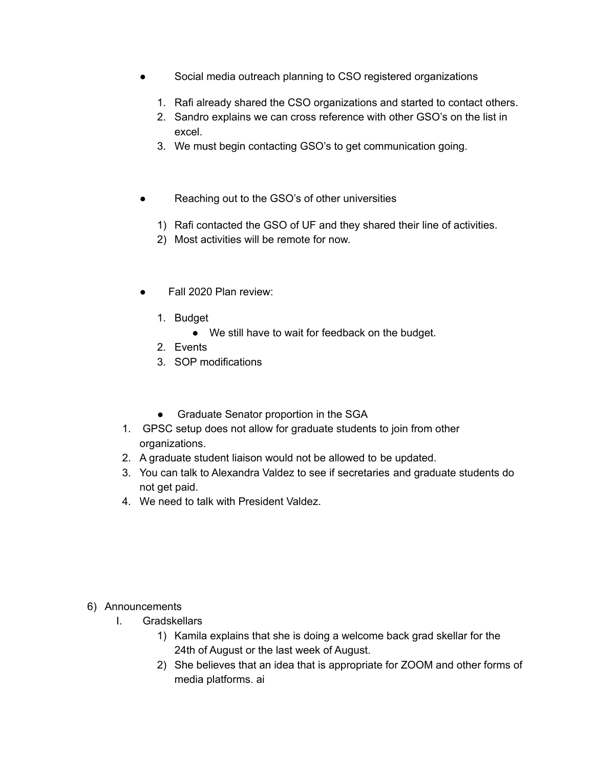- Social media outreach planning to CSO registered organizations
  1. Rafi already shared the CSO organizations and started to contact others.
  2. Sandro explains we can cross reference with other GSO's on the list in excel.
  3. We must begin contacting GSO's to get communication going.

- Reaching out to the GSO's of other universities
  1) Rafi contacted the GSO of UF and they shared their line of activities.
  2) Most activities will be remote for now.

- Fall 2020 Plan review:
  1. Budget
     - We still have to wait for feedback on the budget.
  2. Events
  3. SOP modifications

- Graduate Senator proportion in the SGA

1. GPSC setup does not allow for graduate students to join from other organizations.
2. A graduate student liaison would not be allowed to be updated.
3. You can talk to Alexandra Valdez to see if secretaries and graduate students do not get paid.
4. We need to talk with President Valdez.

6) Announcements
   I. Gradskellars
      1) Kamila explains that she is doing a welcome back grad skellar for the 24th of August or the last week of August.
      2) She believes that an idea that is appropriate for ZOOM and other forms of media platforms. ai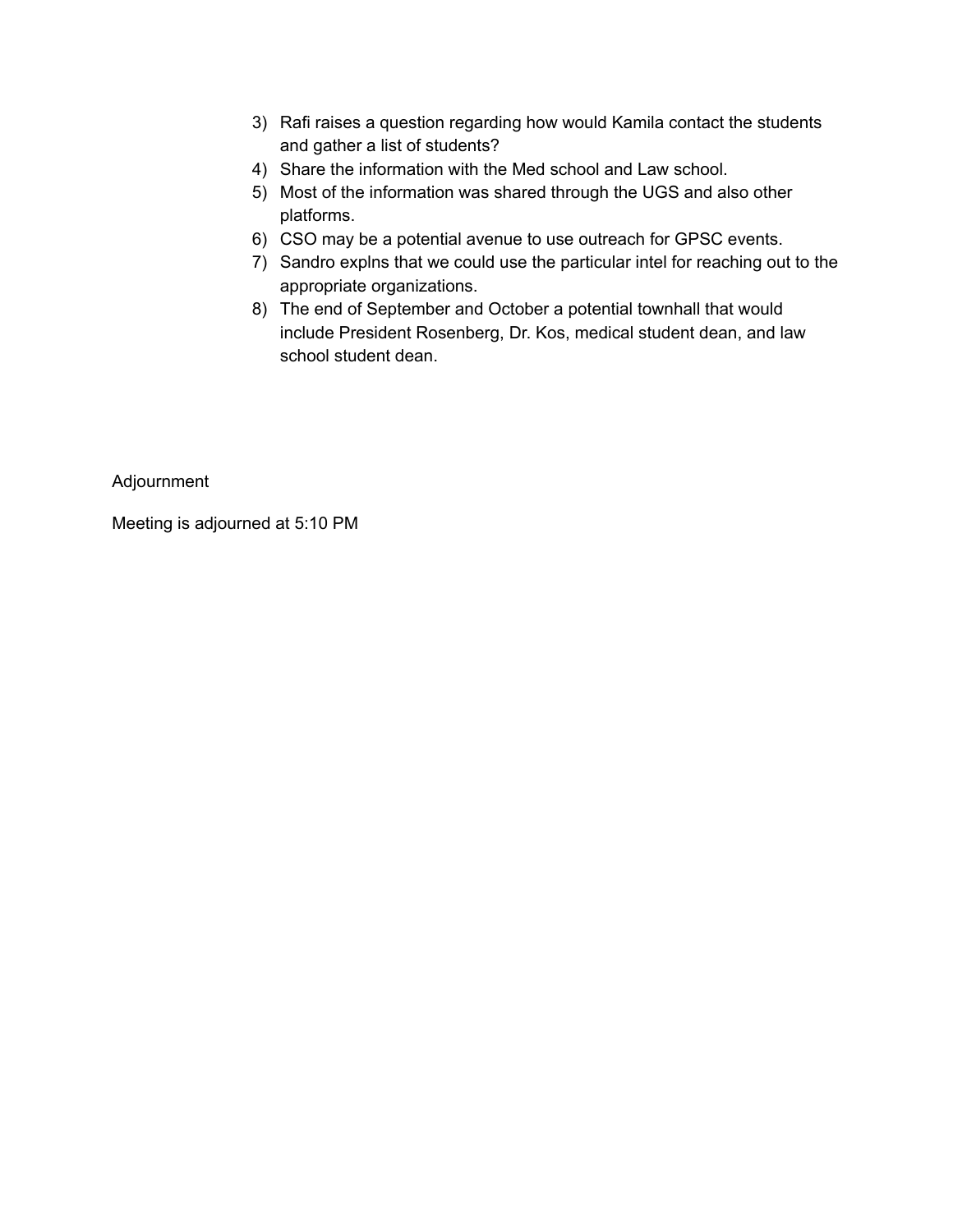3) Rafi raises a question regarding how would Kamila contact the students and gather a list of students?
4) Share the information with the Med school and Law school.
5) Most of the information was shared through the UGS and also other platforms.
6) CSO may be a potential avenue to use outreach for GPSC events.
7) Sandro explns that we could use the particular intel for reaching out to the appropriate organizations.
8) The end of September and October a potential townhall that would include President Rosenberg, Dr. Kos, medical student dean, and law school student dean.

Adjournment

Meeting is adjourned at 5:10 PM